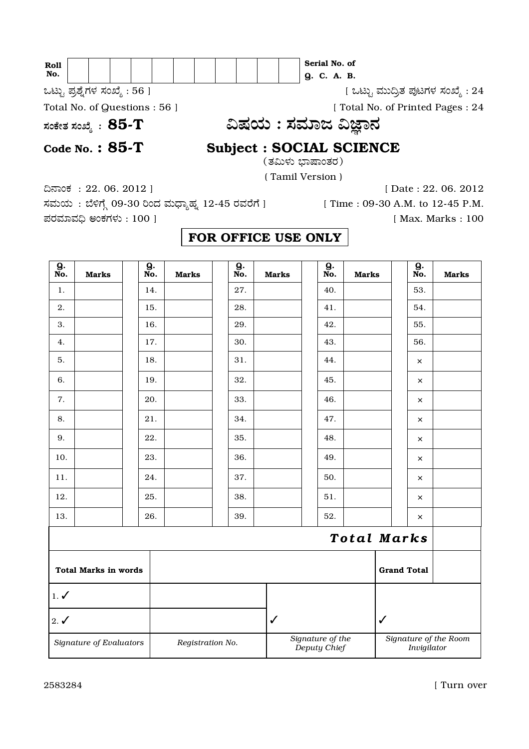| Roll No. | | | | | | | | | | | | | | | Serial No. of Q. C. A. B. |
|---|---|---|---|---|---|---|---|---|---|---|---|---|---|---|---|

ಒಟ್ಟು ಪ್ರಶ್ನೆಗಳ ಸಂಖ್ಯೆ : 56 ] [ ಒಟ್ಟು ಮುದ್ರಿತ ಪುಟಗಳ ಸಂಖ್ಯೆ : 24

Total No. of Questions : 56 ] [ Total No. of Printed Pages : 24

**ಸಂಕೇತ ಸಂಖ್ಯೆ : 85-T** **ವಿಷಯ : ಸಮಾಜ ವಿಜ್ಞಾನ**

**Code No. : 85-T** **Subject : SOCIAL SCIENCE**

( தமிழு ಭಾಷಾಂತರ )

( Tamil Version )

ದಿನಾಂಕ : 22. 06. 2012 ] [ Date : 22. 06. 2012

ಸಮಯ : ಬೆಳಿಗ್ಗೆ 09-30 ರಿಂದ ಮಧ್ಯಾಹ್ನ 12-45 ರವರೆಗೆ ] [ Time : 09-30 A.M. to 12-45 P.M.

ಪರಮಾವಧಿ ಅಂಕಗಳು : 100 ] [ Max. Marks : 100

## FOR OFFICE USE ONLY

| Q. No. | Marks | Q. No. | Marks | Q. No. | Marks | Q. No. | Marks | Q. No. | Marks |
|---|---|---|---|---|---|---|---|---|---|
| 1. | | 14. | | 27. | | 40. | | 53. | |
| 2. | | 15. | | 28. | | 41. | | 54. | |
| 3. | | 16. | | 29. | | 42. | | 55. | |
| 4. | | 17. | | 30. | | 43. | | 56. | |
| 5. | | 18. | | 31. | | 44. | | × | |
| 6. | | 19. | | 32. | | 45. | | × | |
| 7. | | 20. | | 33. | | 46. | | × | |
| 8. | | 21. | | 34. | | 47. | | × | |
| 9. | | 22. | | 35. | | 48. | | × | |
| 10. | | 23. | | 36. | | 49. | | × | |
| 11. | | 24. | | 37. | | 50. | | × | |
| 12. | | 25. | | 38. | | 51. | | × | |
| 13. | | 26. | | 39. | | 52. | | × | |
| | | | | | | | **Total Marks** | | |

| Total Marks in words | | Grand Total | |
|---|---|---|---|

| | | | |
|---|---|---|---|
| 1. ✓ | | | |
| 2. ✓ | | ✓ | ✓ |
| *Signature of Evaluators* | *Registration No.* | *Signature of the Deputy Chief* | *Signature of the Room Invigilator* |

2583284 [ Turn over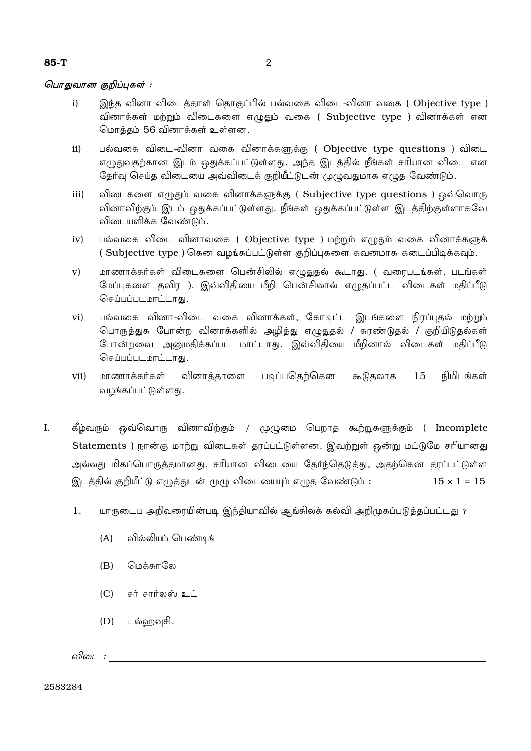*பொதுவான குறிப்புகள் :*

i) இந்த வினா விடைத்தாள் தொகுப்பில் பல்வகை விடை-வினா வகை ( Objective type ) வினாக்கள் மற்றும் விடைகளை எழுதும் வகை ( Subjective type ) வினாக்கள் என மொத்தம் 56 வினாக்கள் உள்ளன.

ii) பல்வகை விடை-வினா வகை வினாக்களுக்கு ( Objective type questions ) விடை எழுதுவதற்கான இடம் ஒதுக்கப்பட்டுள்ளது. அந்த இடத்தில் நீங்கள் சரியான விடை என தேர்வு செய்த விடையை அவ்விடைக் குறியீட்டுடன் முழுவதுமாக எழுத வேண்டும்.

iii) விடைகளை எழுதும் வகை வினாக்களுக்கு ( Subjective type questions ) ஒவ்வொரு வினாவிற்கும் இடம் ஒதுக்கப்பட்டுள்ளது. நீங்கள் ஒதுக்கப்பட்டுள்ள இடத்திற்குள்ளாகவே விடையளிக்க வேண்டும்.

iv) பல்வகை விடை வினாவகை ( Objective type ) மற்றும் எழுதும் வகை வினாக்களுக் ( Subjective type ) கென வழங்கப்பட்டுள்ள குறிப்புகளை கவனமாக கடைப்பிடிக்கவும்.

v) மாணாக்கர்கள் விடைகளை பென்சிலில் எழுதுதல் கூடாது. ( வரைபடங்கள், படங்கள் மேப்புகளை தவிர ). இவ்விதியை மீறி பென்சிலால் எழுதப்பட்ட விடைகள் மதிப்பீடு செய்யப்படமாட்டாது.

vi) பல்வகை வினா-விடை வகை வினாக்கள், கோடிட்ட இடங்களை நிரப்புதல் மற்றும் பொருத்துக போன்ற வினாக்களில் அழித்து எழுதுதல் / சுரண்டுதல் / குறியிடுதல்கள் போன்றவை அனுமதிக்கப்பட மாட்டாது. இவ்விதியை மீறினால் விடைகள் மதிப்பீடு செய்யப்படமாட்டாது.

vii) மாணாக்கர்கள் வினாத்தாளை படிப்பதெற்கென கூடுதலாக 15 நிமிடங்கள் வழங்கப்பட்டுள்ளது.

I. கீழ்வரும் ஒவ்வொரு வினாவிற்கும் / முழுமை பெறாத கூற்றுகளுக்கும் ( Incomplete Statements ) நான்கு மாற்று விடைகள் தரப்பட்டுள்ளன. இவற்றுள் ஒன்று மட்டுமே சரியானது அல்லது மிகப்பொருத்தமானது. சரியான விடையை தேர்ந்தெடுத்து, அதற்கென தரப்பட்டுள்ள இடத்தில் குறியீட்டு எழுத்துடன் முழு விடையையும் எழுத வேண்டும் : $15 \times 1 = 15$

1. யாருடைய அறிவுரையின்படி இந்தியாவில் ஆங்கிலக் கல்வி அறிமுகப்படுத்தப்பட்டது ?

   (A) வில்லியம் பெண்டிங்

   (B) மெக்காலே

   (C) சர் சார்லஸ் உட்

   (D) டல்ஹவுசி.

*விடை :* ____________________

2583284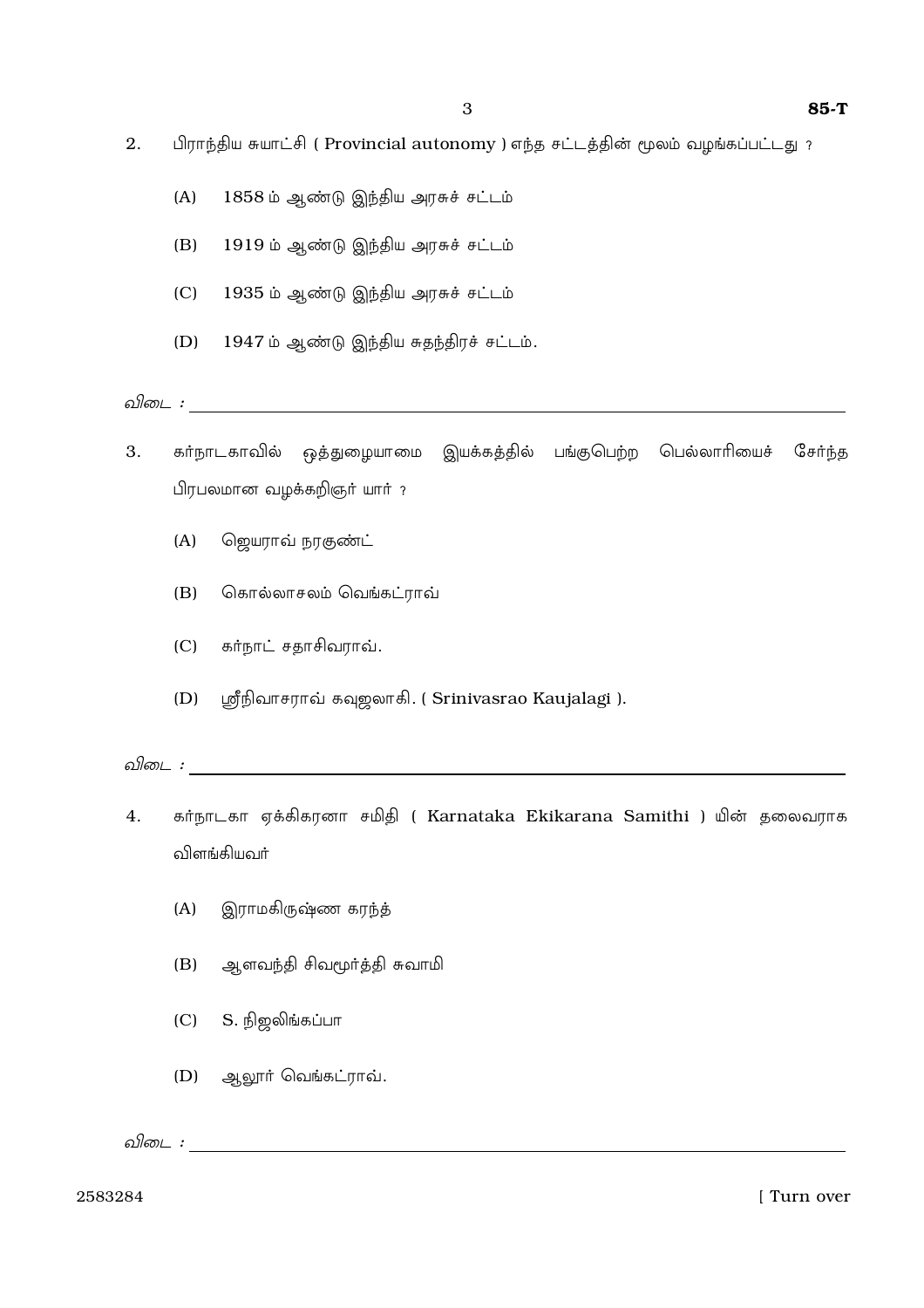2. பிராந்திய சுயாட்சி ( Provincial autonomy ) எந்த சட்டத்தின் மூலம் வழங்கப்பட்டது ?

   (A) 1858 ம் ஆண்டு இந்திய அரசுச் சட்டம்

   (B) 1919 ம் ஆண்டு இந்திய அரசுச் சட்டம்

   (C) 1935 ம் ஆண்டு இந்திய அரசுச் சட்டம்

   (D) 1947 ம் ஆண்டு இந்திய சுதந்திரச் சட்டம்.

*விடை :* ____________________

3. கர்நாடகாவில் ஒத்துழையாமை இயக்கத்தில் பங்குபெற்ற பெல்லாரியைச் சேர்ந்த பிரபலமான வழக்கறிஞர் யார் ?

   (A) ஜெயராவ் நரகுண்ட்

   (B) கொல்லாசலம் வெங்கட்ராவ்

   (C) கர்நாட் சதாசிவராவ்.

   (D) ஸ்ரீநிவாசராவ் கவுஜலாகி. ( Srinivasrao Kaujalagi ).

*விடை :* ____________________

4. கர்நாடகா ஏக்கிகரனா சமிதி ( Karnataka Ekikarana Samithi ) யின் தலைவராக விளங்கியவர்

   (A) இராமகிருஷ்ண கரந்த்

   (B) ஆளவந்தி சிவமூர்த்தி சுவாமி

   (C) S. நிஜலிங்கப்பா

   (D) ஆலூர் வெங்கட்ராவ்.

*விடை :* ____________________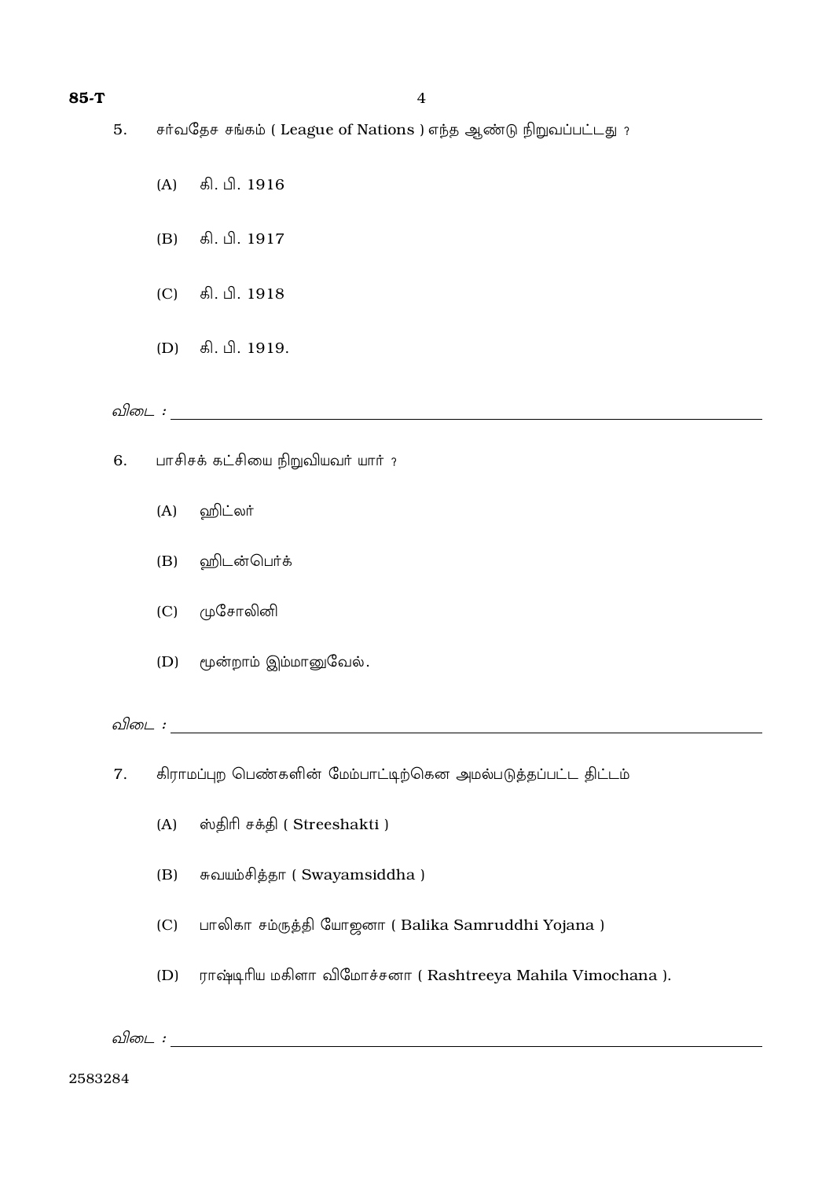5. சர்வதேச சங்கம் ( League of Nations ) எந்த ஆண்டு நிறுவப்பட்டது ?

(A) கி. பி. 1916

(B) கி. பி. 1917

(C) கி. பி. 1918

(D) கி. பி. 1919.

*விடை :* \_\_\_\_\_\_\_\_\_\_\_\_\_\_\_\_\_\_\_\_\_\_\_\_\_\_\_\_\_\_\_\_\_\_\_\_\_\_\_\_

6. பாசிசக் கட்சியை நிறுவியவர் யார் ?

(A) ஹிட்லர்

(B) ஹிடன்பெர்க்

(C) முசோலினி

(D) மூன்றாம் இம்மானுவேல்.

*விடை :* \_\_\_\_\_\_\_\_\_\_\_\_\_\_\_\_\_\_\_\_\_\_\_\_\_\_\_\_\_\_\_\_\_\_\_\_\_\_\_\_

7. கிராமப்புற பெண்களின் மேம்பாட்டிற்கென அமல்படுத்தப்பட்ட திட்டம்

(A) ஸ்திரி சக்தி ( Streeshakti )

(B) சுவயம்சித்தா ( Swayamsiddha )

(C) பாலிகா சம்ருத்தி யோஜனா ( Balika Samruddhi Yojana )

(D) ராஷ்டிரிய மகிளா விமோச்சனா ( Rashtreeya Mahila Vimochana ).

*விடை :* \_\_\_\_\_\_\_\_\_\_\_\_\_\_\_\_\_\_\_\_\_\_\_\_\_\_\_\_\_\_\_\_\_\_\_\_\_\_\_\_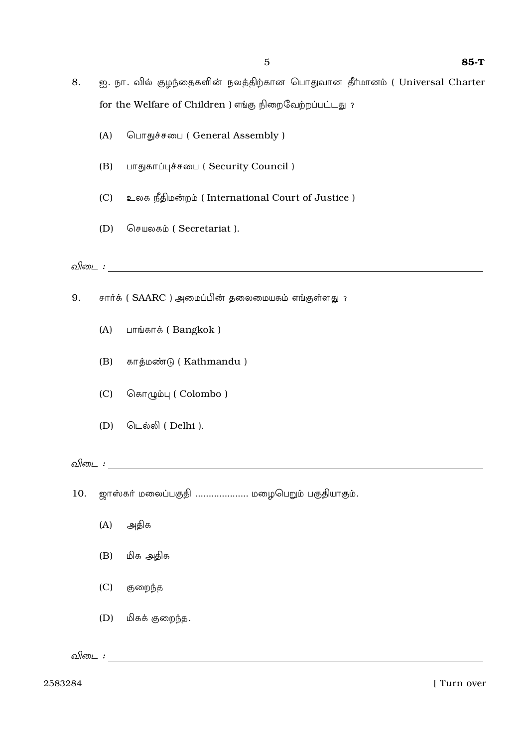8. ஐ. நா. வில் குழந்தைகளின் நலத்திற்கான பொதுவான தீர்மானம் ( Universal Charter for the Welfare of Children ) எங்கு நிறைவேற்றப்பட்டது ?

   (A) பொதுச்சபை ( General Assembly )

   (B) பாதுகாப்புச்சபை ( Security Council )

   (C) உலக நீதிமன்றம் ( International Court of Justice )

   (D) செயலகம் ( Secretariat ).

*விடை :* ______________________________

9. சார்க் ( SAARC ) அமைப்பின் தலைமையகம் எங்குள்ளது ?

   (A) பாங்காக் ( Bangkok )

   (B) காத்மண்டு ( Kathmandu )

   (C) கொழும்பு ( Colombo )

   (D) டெல்லி ( Delhi ).

*விடை :* ______________________________

10. ஜாஸ்கர் மலைப்பகுதி .................... மழைபெறும் பகுதியாகும்.

   (A) அதிக

   (B) மிக அதிக

   (C) குறைந்த

   (D) மிகக் குறைந்த.

*விடை :* ______________________________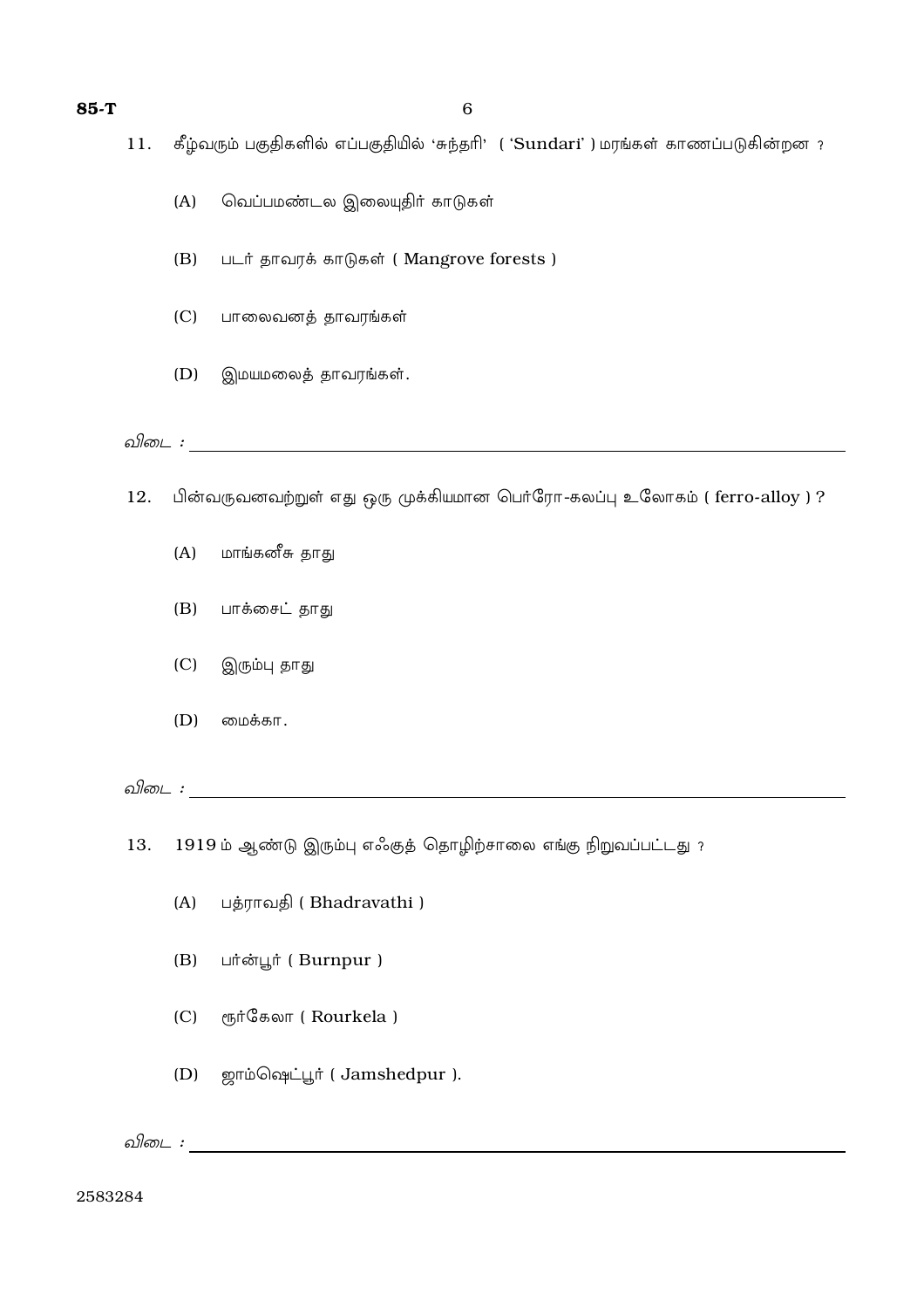11. கீழ்வரும் பகுதிகளில் எப்பகுதியில் 'சுந்தரி' ( 'Sundari' ) மரங்கள் காணப்படுகின்றன ?

(A) வெப்பமண்டல இலையுதிர் காடுகள்

(B) படர் தாவரக் காடுகள் ( Mangrove forests )

(C) பாலைவனத் தாவரங்கள்

(D) இமயமலைத் தாவரங்கள்.

*விடை :* \_\_\_\_\_\_\_\_\_\_\_\_\_\_\_\_\_\_\_\_\_\_\_\_\_\_\_\_\_\_

12. பின்வருவனவற்றுள் எது ஒரு முக்கியமான பெர்ரோ-கலப்பு உலோகம் ( ferro-alloy ) ?

(A) மாங்கனீசு தாது

(B) பாக்சைட் தாது

(C) இரும்பு தாது

(D) மைக்கா.

*விடை :* \_\_\_\_\_\_\_\_\_\_\_\_\_\_\_\_\_\_\_\_\_\_\_\_\_\_\_\_\_\_

13. 1919 ம் ஆண்டு இரும்பு எஃகுத் தொழிற்சாலை எங்கு நிறுவப்பட்டது ?

(A) பத்ராவதி ( Bhadravathi )

(B) பர்ன்பூர் ( Burnpur )

(C) ரூர்கேலா ( Rourkela )

(D) ஜாம்ஷெட்பூர் ( Jamshedpur ).

*விடை :* \_\_\_\_\_\_\_\_\_\_\_\_\_\_\_\_\_\_\_\_\_\_\_\_\_\_\_\_\_\_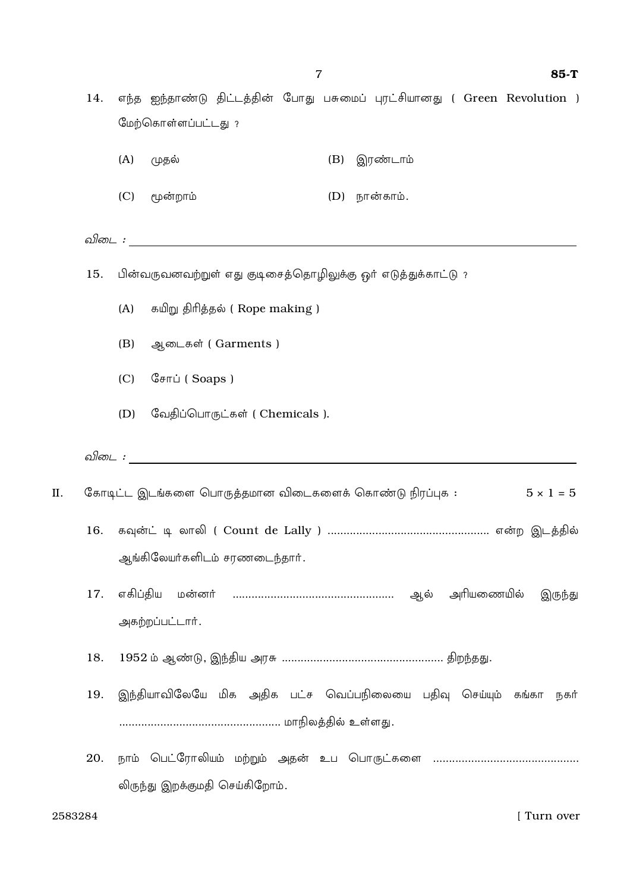14. எந்த ஐந்தாண்டு திட்டத்தின் போது பசுமைப் புரட்சியானது ( Green Revolution ) மேற்கொள்ளப்பட்டது ?

(A) முதல் (B) இரண்டாம்

(C) மூன்றாம் (D) நான்காம்.

*விடை :* ______________________________________________

15. பின்வருவனவற்றுள் எது குடிசைத்தொழிலுக்கு ஓர் எடுத்துக்காட்டு ?

(A) கயிறு திரித்தல் ( Rope making )

(B) ஆடைகள் ( Garments )

(C) சோப் ( Soaps )

(D) வேதிப்பொருட்கள் ( Chemicals ).

*விடை :* ______________________________________________

II. கோடிட்ட இடங்களை பொருத்தமான விடைகளைக் கொண்டு நிரப்புக : $5 \times 1 = 5$

16. கவுன்ட் டி லாலி ( Count de Lally ) .................................................. என்ற இடத்தில் ஆங்கிலேயர்களிடம் சரணடைந்தார்.

17. எகிப்திய மன்னர் .................................................. ஆல் அரியணையில் இருந்து அகற்றப்பட்டார்.

18. 1952 ம் ஆண்டு, இந்திய அரசு .................................................. திறந்தது.

19. இந்தியாவிலேயே மிக அதிக பட்ச வெப்பநிலையை பதிவு செய்யும் கங்கா நகர் .................................................. மாநிலத்தில் உள்ளது.

20. நாம் பெட்ரோலியம் மற்றும் அதன் உப பொருட்களை ............................................. லிருந்து இறக்குமதி செய்கிறோம்.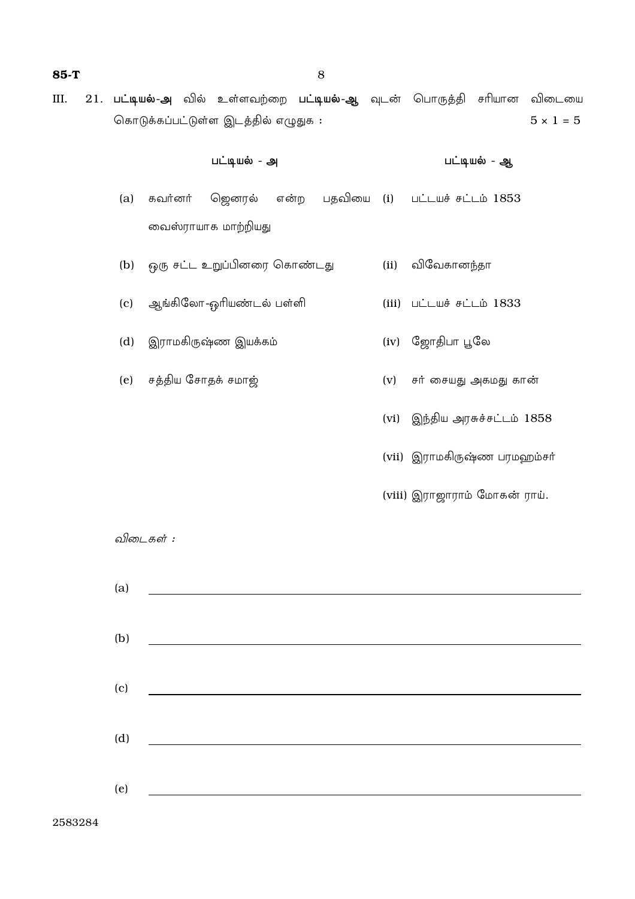III. 21. **பட்டியல்-அ** வில் உள்ளவற்றை **பட்டியல்-ஆ** வுடன் பொருத்தி சரியான விடையை கொடுக்கப்பட்டுள்ள இடத்தில் எழுதுக : $5 \times 1 = 5$

| பட்டியல் - அ | பட்டியல் - ஆ |
|---|---|
| (a) கவர்னர் ஜெனரல் என்ற பதவியை வைஸ்ராயாக மாற்றியது | (i) பட்டயச் சட்டம் 1853 |
| (b) ஒரு சட்ட உறுப்பினரை கொண்டது | (ii) விவேகானந்தா |
| (c) ஆங்கிலோ-ஓரியண்டல் பள்ளி | (iii) பட்டயச் சட்டம் 1833 |
| (d) இராமகிருஷ்ண இயக்கம் | (iv) ஜோதிபா பூலே |
| (e) சத்திய சோதக் சமாஜ் | (v) சர் சையது அகமது கான் |
| | (vi) இந்திய அரசுச்சட்டம் 1858 |
| | (vii) இராமகிருஷ்ண பரமஹம்சர் |
| | (viii) இராஜாராம் மோகன் ராய். |

*விடைகள் :*

(a) ______________________

(b) ______________________

(c) ______________________

(d) ______________________

(e) ______________________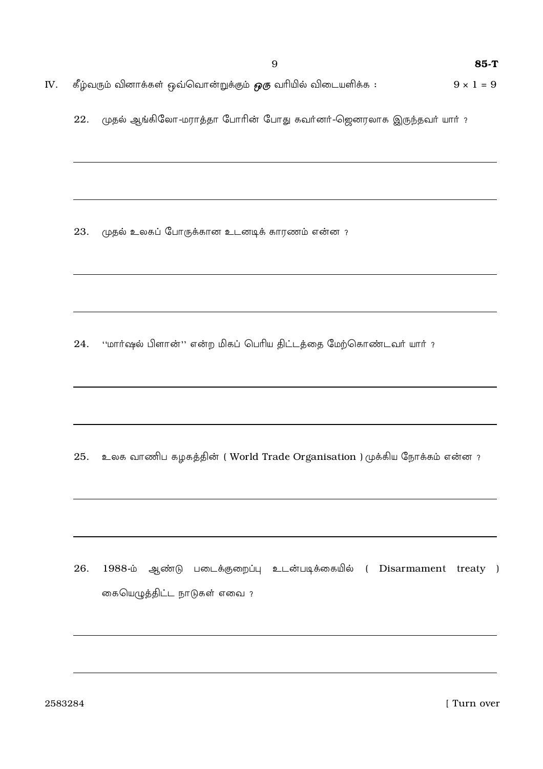IV. கீழ்வரும் வினாக்கள் ஒவ்வொன்றுக்கும் ***ஒரு*** வரியில் விடையளிக்க : $9 \times 1 = 9$

22. முதல் ஆங்கிலோ-மராத்தா போரின் போது கவர்னர்-ஜெனரலாக இருந்தவர் யார் ?

23. முதல் உலகப் போருக்கான உடனடிக் காரணம் என்ன ?

24. ''மார்ஷல் பிளான்'' என்ற மிகப் பெரிய திட்டத்தை மேற்கொண்டவர் யார் ?

25. உலக வாணிப கழகத்தின் ( World Trade Organisation ) முக்கிய நோக்கம் என்ன ?

26. 1988-ம் ஆண்டு படைக்குறைப்பு உடன்படிக்கையில் ( Disarmament treaty ) கையெழுத்திட்ட நாடுகள் எவை ?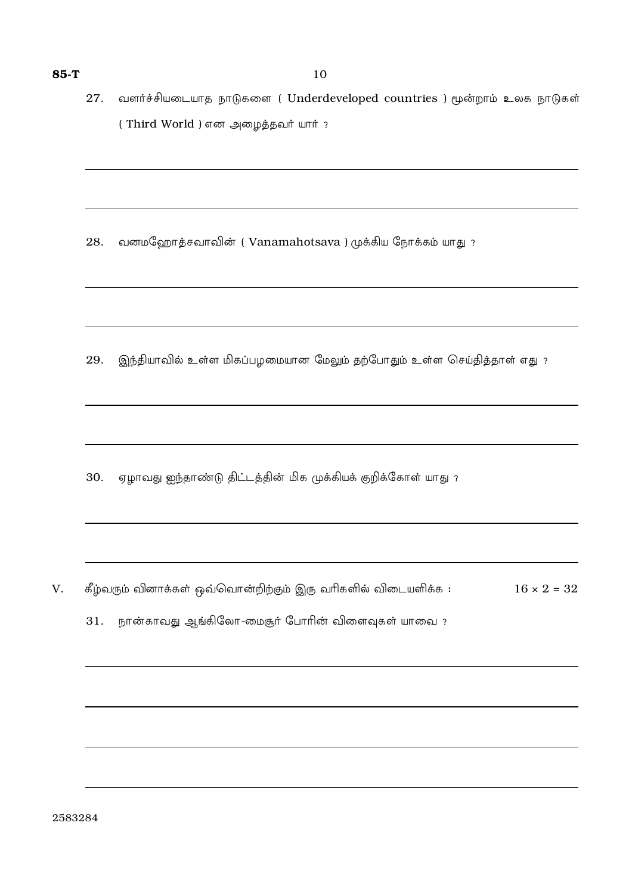27. வளர்ச்சியடையாத நாடுகளை ( Underdeveloped countries ) மூன்றாம் உலக நாடுகள் ( Third World ) என அழைத்தவர் யார் ?

28. வனமஹோத்சவாவின் ( Vanamahotsava ) முக்கிய நோக்கம் யாது ?

29. இந்தியாவில் உள்ள மிகப்பழமையான மேலும் தற்போதும் உள்ள செய்தித்தாள் எது ?

30. ஏழாவது ஐந்தாண்டு திட்டத்தின் மிக முக்கியக் குறிக்கோள் யாது ?

V. கீழ்வரும் வினாக்கள் ஒவ்வொன்றிற்கும் இரு வரிகளில் விடையளிக்க : $16 \times 2 = 32$

31. நான்காவது ஆங்கிலோ-மைசூர் போரின் விளைவுகள் யாவை ?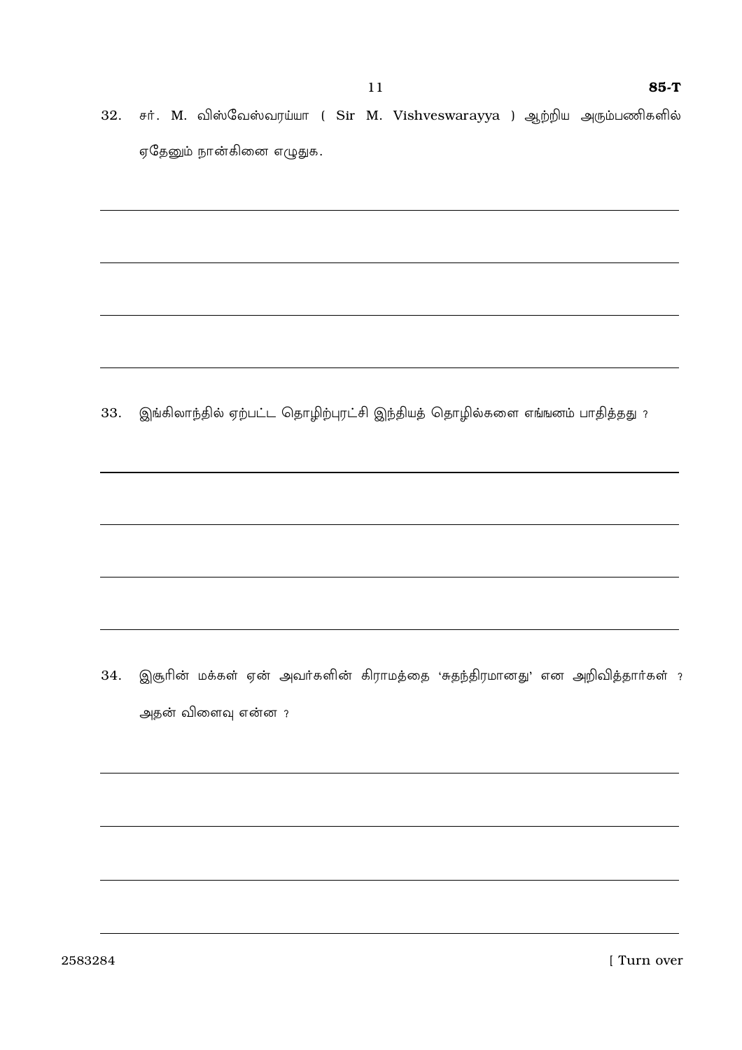32. சர். M. விஸ்வேஸ்வரய்யா ( Sir M. Vishveswarayya ) ஆற்றிய அரும்பணிகளில் ஏதேனும் நான்கினை எழுதுக.

33. இங்கிலாந்தில் ஏற்பட்ட தொழிற்புரட்சி இந்தியத் தொழில்களை எங்ஙனம் பாதித்தது ?

34. இசூரின் மக்கள் ஏன் அவர்களின் கிராமத்தை 'சுதந்திரமானது' என அறிவித்தார்கள் ? அதன் விளைவு என்ன ?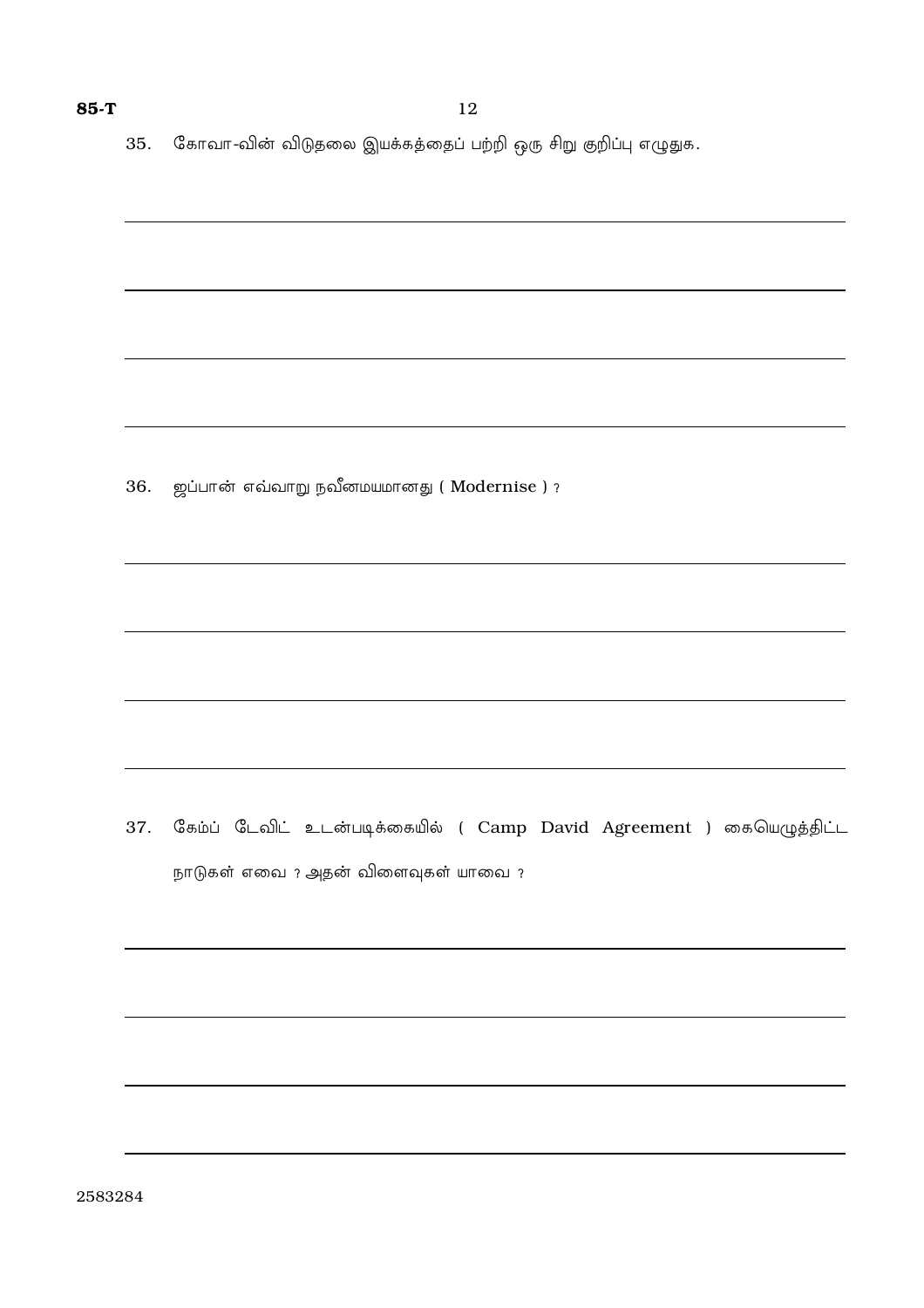35. கோவா-வின் விடுதலை இயக்கத்தைப் பற்றி ஒரு சிறு குறிப்பு எழுதுக.

36. ஜப்பான் எவ்வாறு நவீனமயமானது ( Modernise ) ?

37. கேம்ப் டேவிட் உடன்படிக்கையில் ( Camp David Agreement ) கையெழுத்திட்ட நாடுகள் எவை ? அதன் விளைவுகள் யாவை ?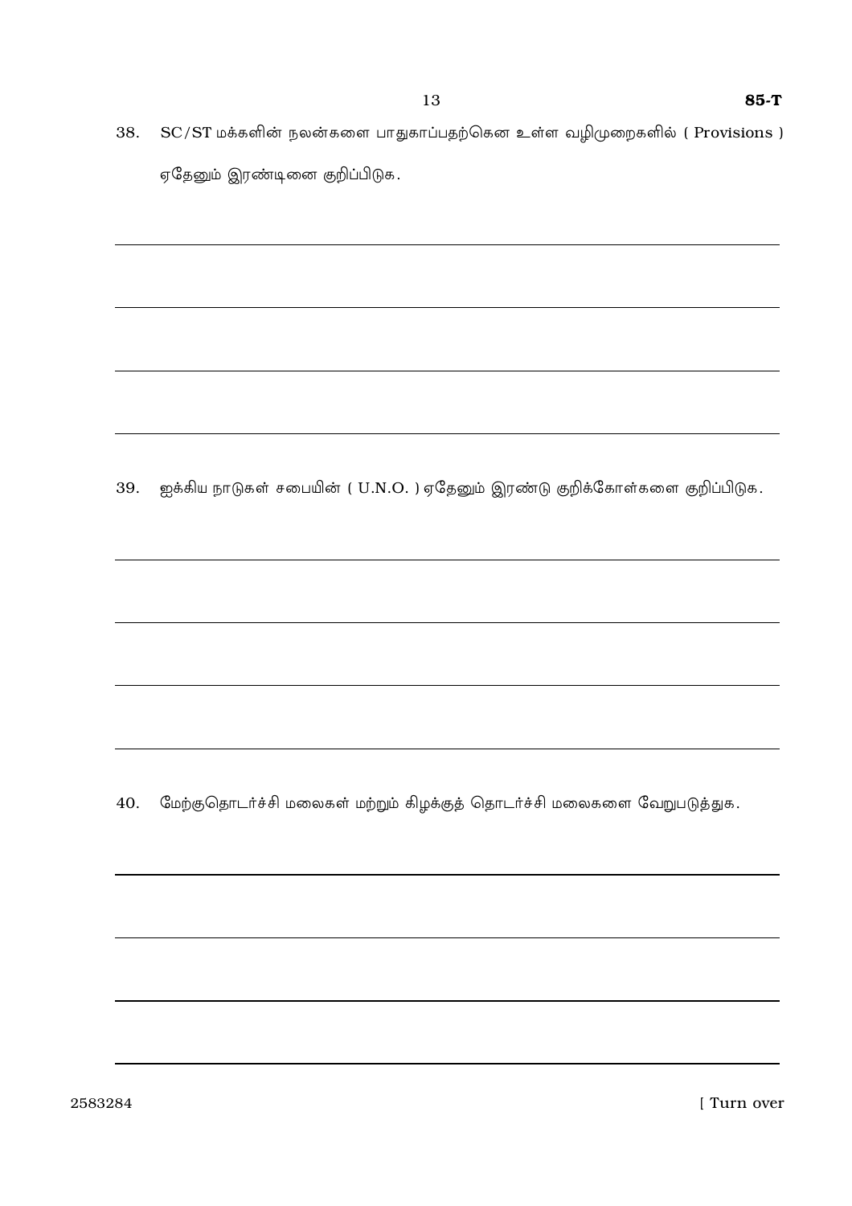38. SC/ST மக்களின் நலன்களை பாதுகாப்பதற்கென உள்ள வழிமுறைகளில் ( Provisions ) ஏதேனும் இரண்டினை குறிப்பிடுக.

39. ஐக்கிய நாடுகள் சபையின் ( U.N.O. ) ஏதேனும் இரண்டு குறிக்கோள்களை குறிப்பிடுக.

40. மேற்குதொடர்ச்சி மலைகள் மற்றும் கிழக்குத் தொடர்ச்சி மலைகளை வேறுபடுத்துக.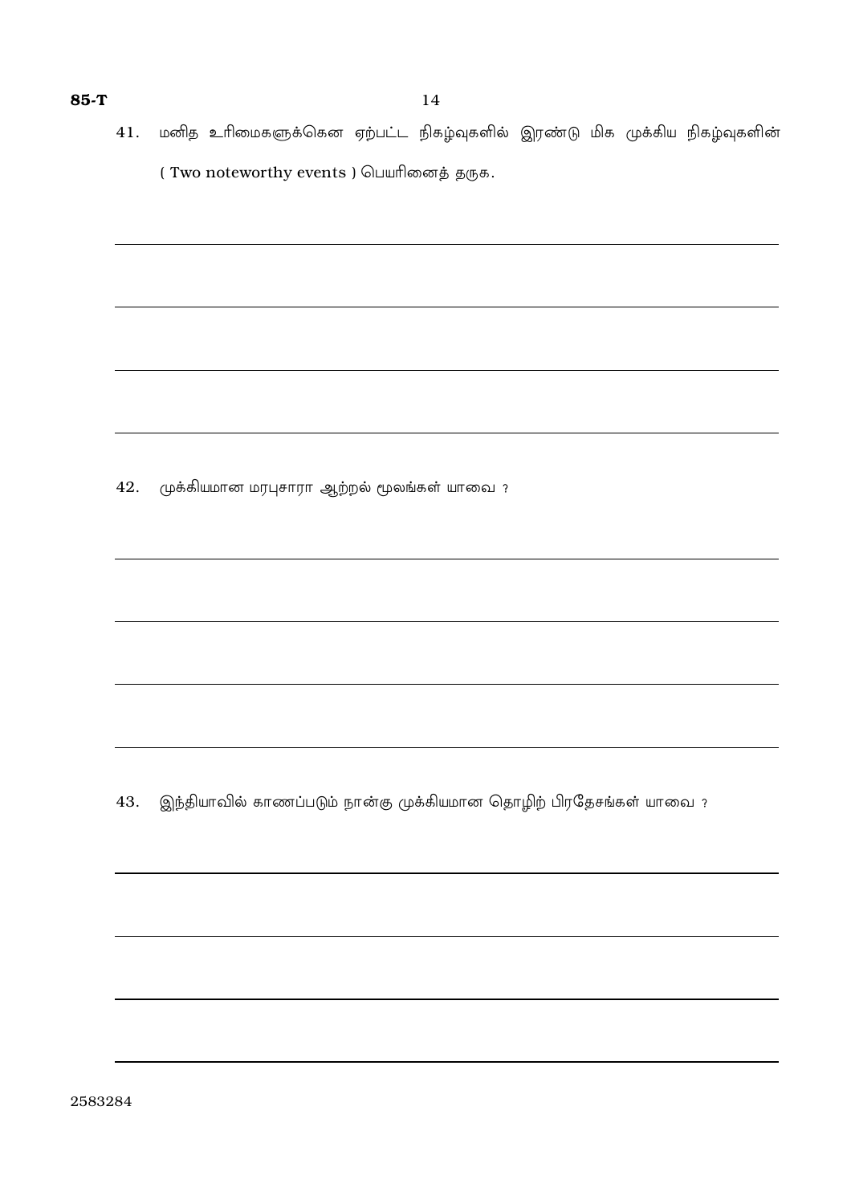41. மனித உரிமைகளுக்கென ஏற்பட்ட நிகழ்வுகளில் இரண்டு மிக முக்கிய நிகழ்வுகளின் ( Two noteworthy events ) பெயரினைத் தருக.

42. முக்கியமான மரபுசாரா ஆற்றல் மூலங்கள் யாவை ?

43. இந்தியாவில் காணப்படும் நான்கு முக்கியமான தொழிற் பிரதேசங்கள் யாவை ?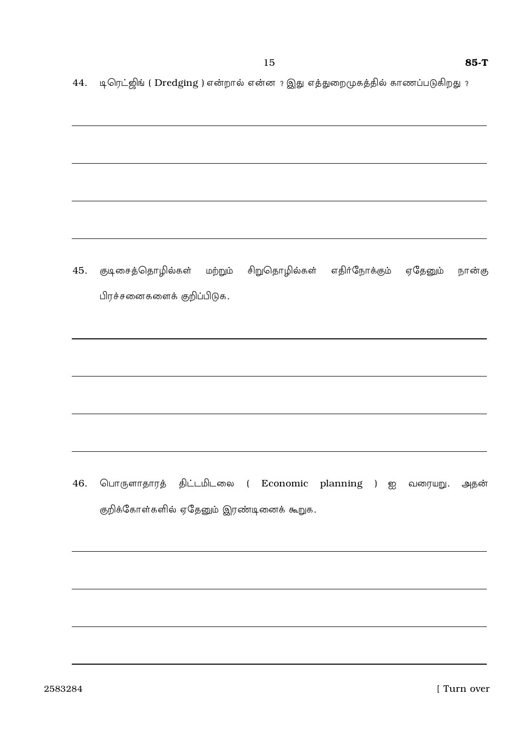44. டிரெட்ஜிங் ( Dredging ) என்றால் என்ன ? இது எத்துறைமுகத்தில் காணப்படுகிறது ?

45. குடிசைத்தொழில்கள் மற்றும் சிறுதொழில்கள் எதிர்நோக்கும் ஏதேனும் நான்கு பிரச்சனைகளைக் குறிப்பிடுக.

46. பொருளாதாரத் திட்டமிடலை ( Economic planning ) ஐ வரையறு. அதன் குறிக்கோள்களில் ஏதேனும் இரண்டினைக் கூறுக.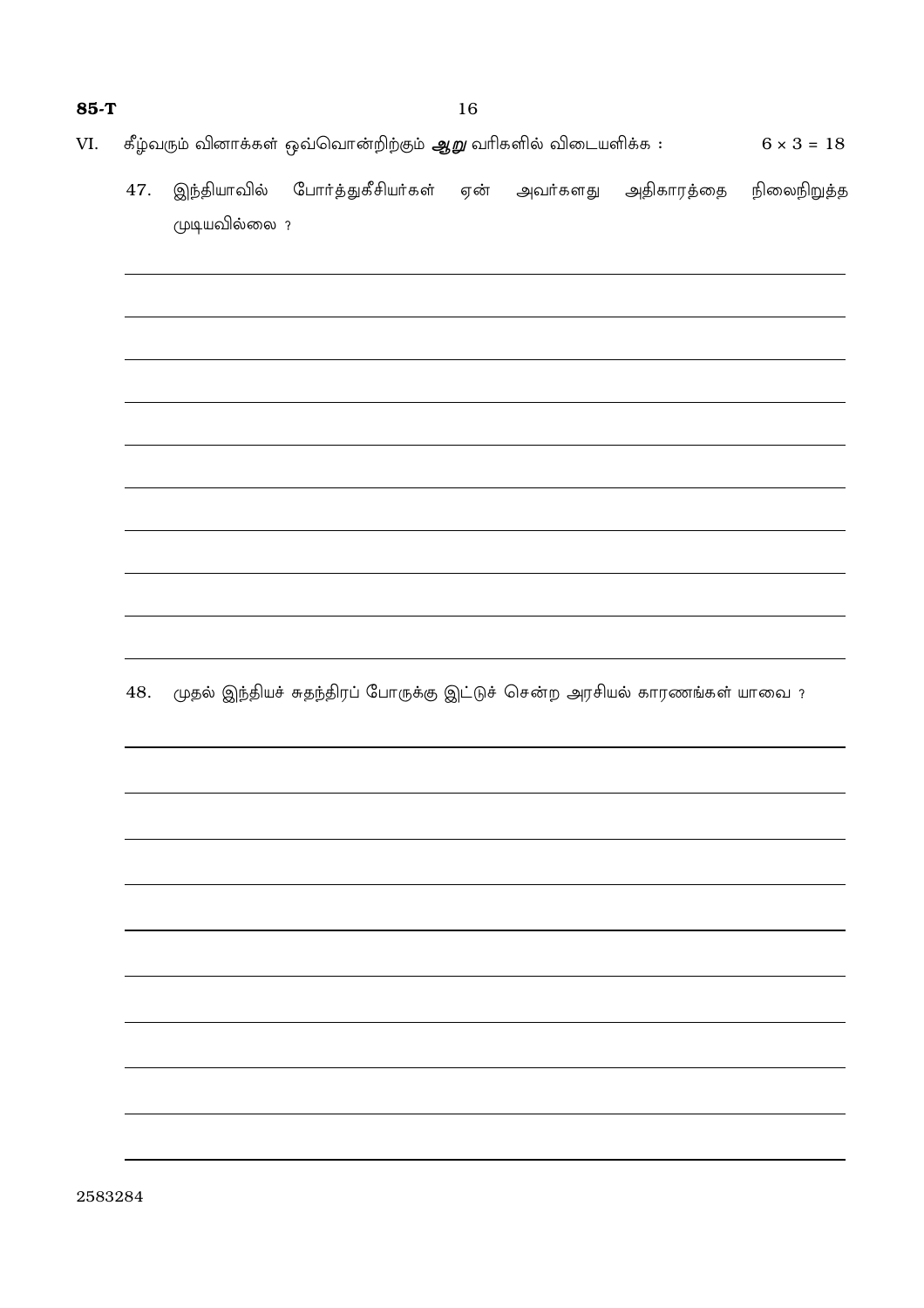VI. கீழ்வரும் வினாக்கள் ஒவ்வொன்றிற்கும் ***ஆறு*** வரிகளில் விடையளிக்க : $6 \times 3 = 18$

47. இந்தியாவில் போர்த்துகீசியர்கள் ஏன் அவர்களது அதிகாரத்தை நிலைநிறுத்த முடியவில்லை ?

48. முதல் இந்தியச் சுதந்திரப் போருக்கு இட்டுச் சென்ற அரசியல் காரணங்கள் யாவை ?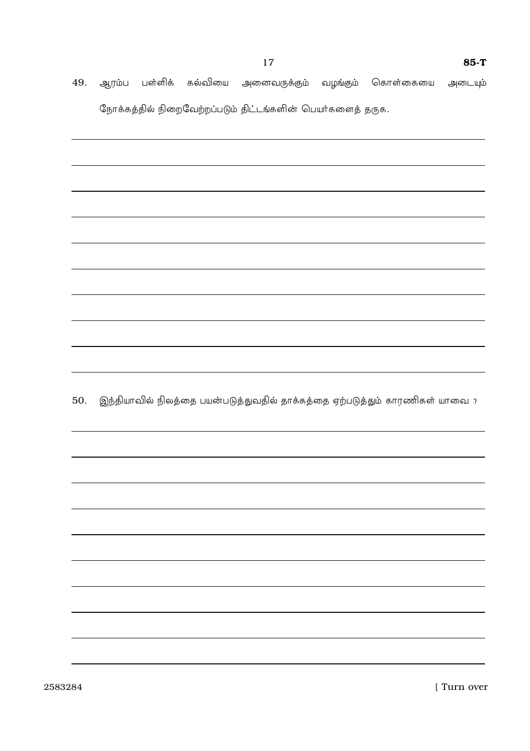49. ஆரம்ப பள்ளிக் கல்வியை அனைவருக்கும் வழங்கும் கொள்கையை அடையும் நோக்கத்தில் நிறைவேற்றப்படும் திட்டங்களின் பெயர்களைத் தருக.

50. இந்தியாவில் நிலத்தை பயன்படுத்துவதில் தாக்கத்தை ஏற்படுத்தும் காரணிகள் யாவை ?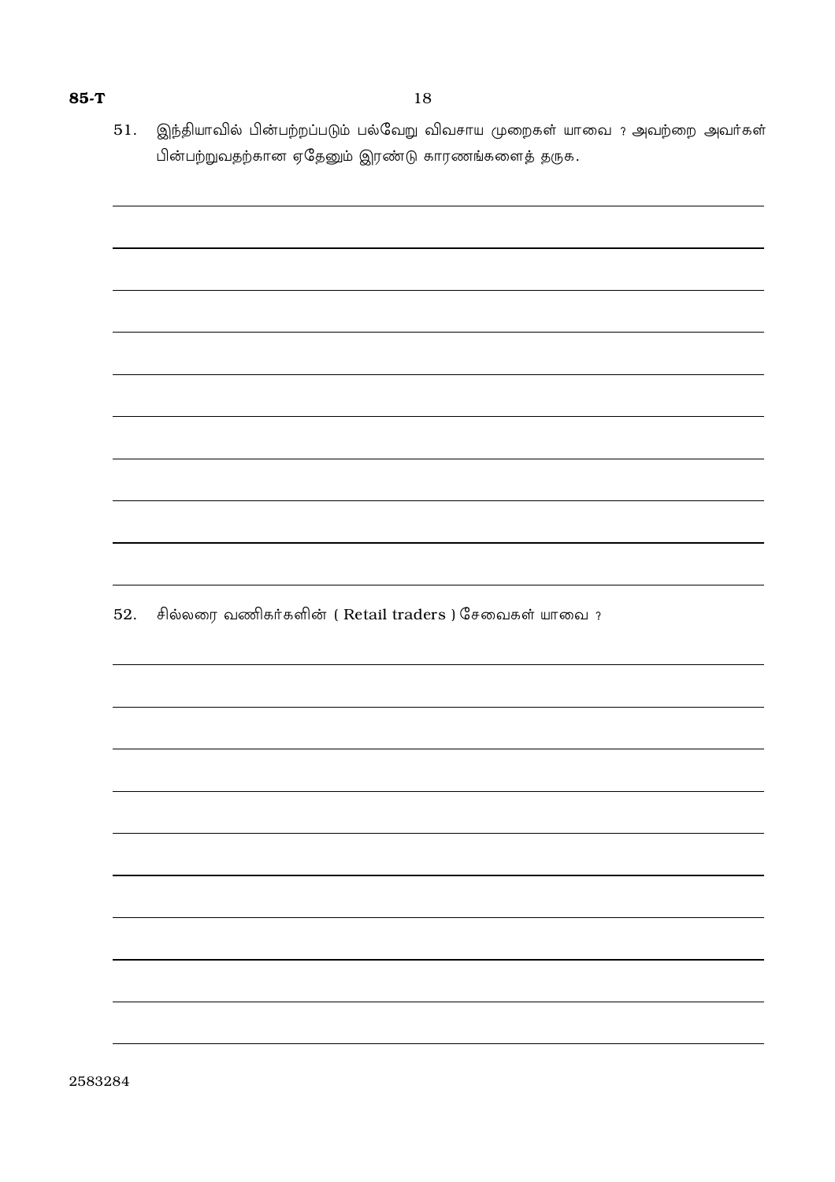51. இந்தியாவில் பின்பற்றப்படும் பல்வேறு விவசாய முறைகள் யாவை ? அவற்றை அவர்கள் பின்பற்றுவதற்கான ஏதேனும் இரண்டு காரணங்களைத் தருக.

52. சில்லரை வணிகர்களின் ( Retail traders ) சேவைகள் யாவை ?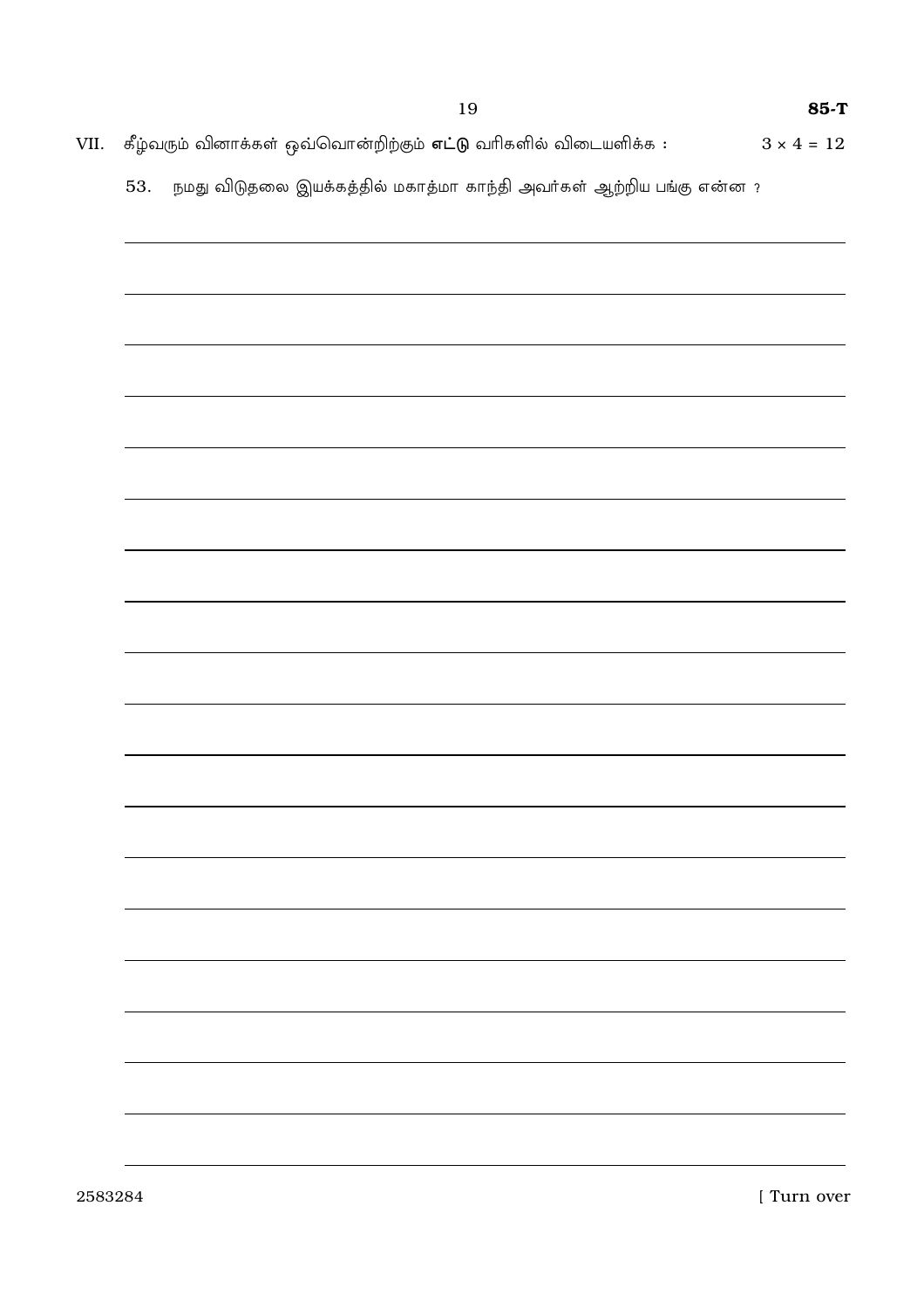VII. கீழ்வரும் வினாக்கள் ஒவ்வொன்றிற்கும் **எட்டு** வரிகளில் விடையளிக்க : $3 \times 4 = 12$

53. நமது விடுதலை இயக்கத்தில் மகாத்மா காந்தி அவர்கள் ஆற்றிய பங்கு என்ன ?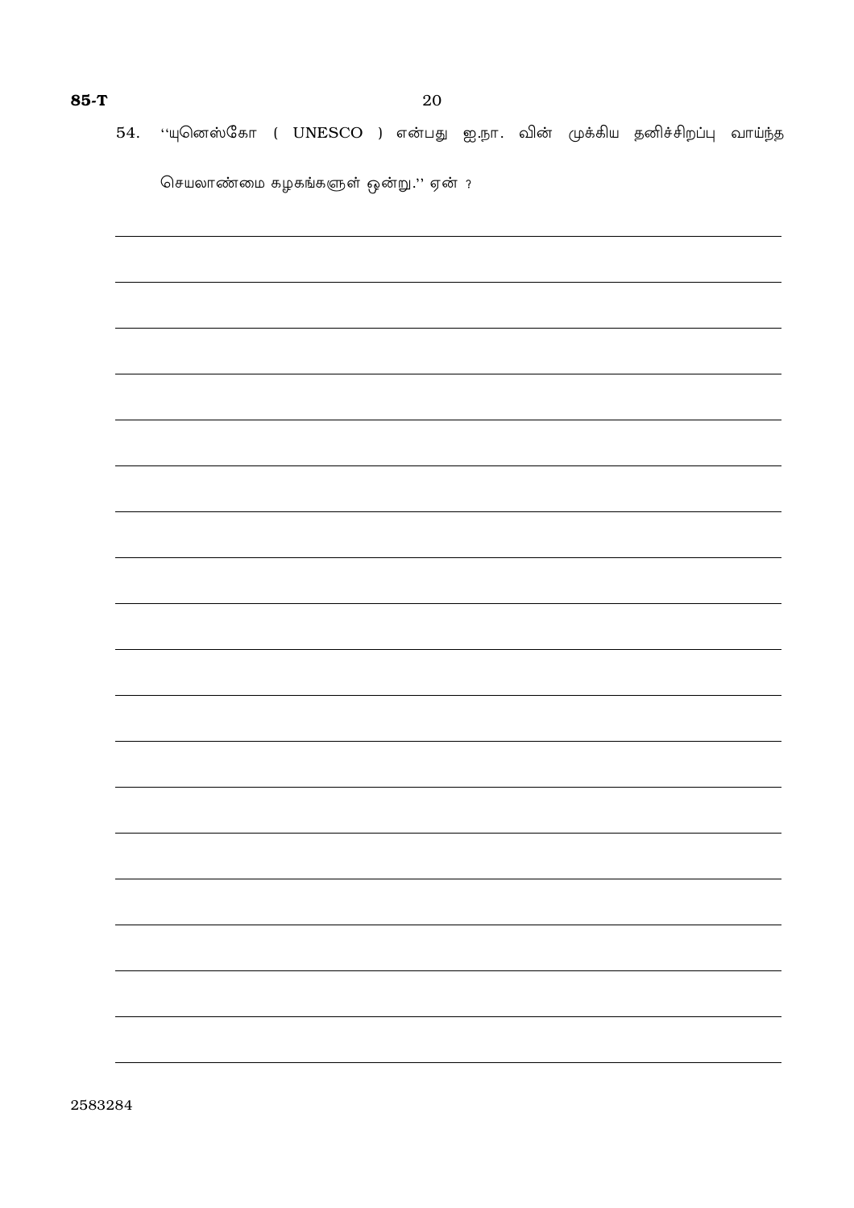54. ''யுனெஸ்கோ ( UNESCO ) என்பது ஐ.நா. வின் முக்கிய தனிச்சிறப்பு வாய்ந்த செயலாண்மை கழகங்களுள் ஒன்று.'' ஏன் ?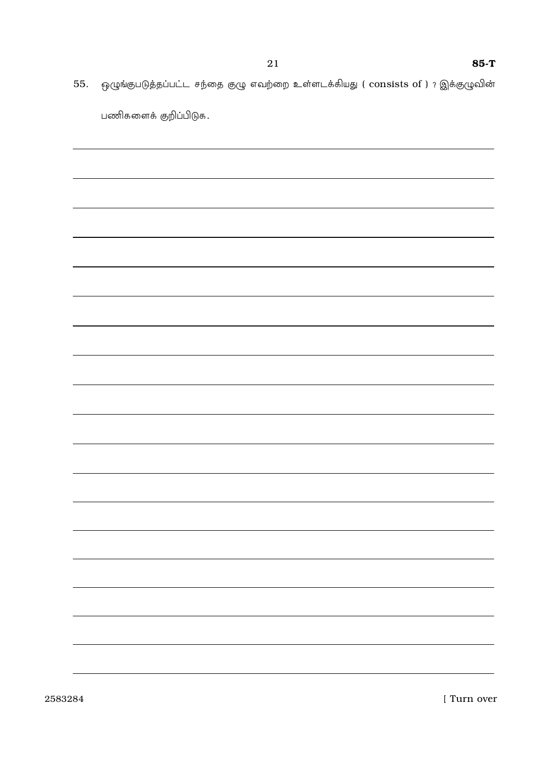55. ஒழுங்குபடுத்தப்பட்ட சந்தை குழு எவற்றை உள்ளடக்கியது ( consists of ) ? இக்குழுவின் பணிகளைக் குறிப்பிடுக.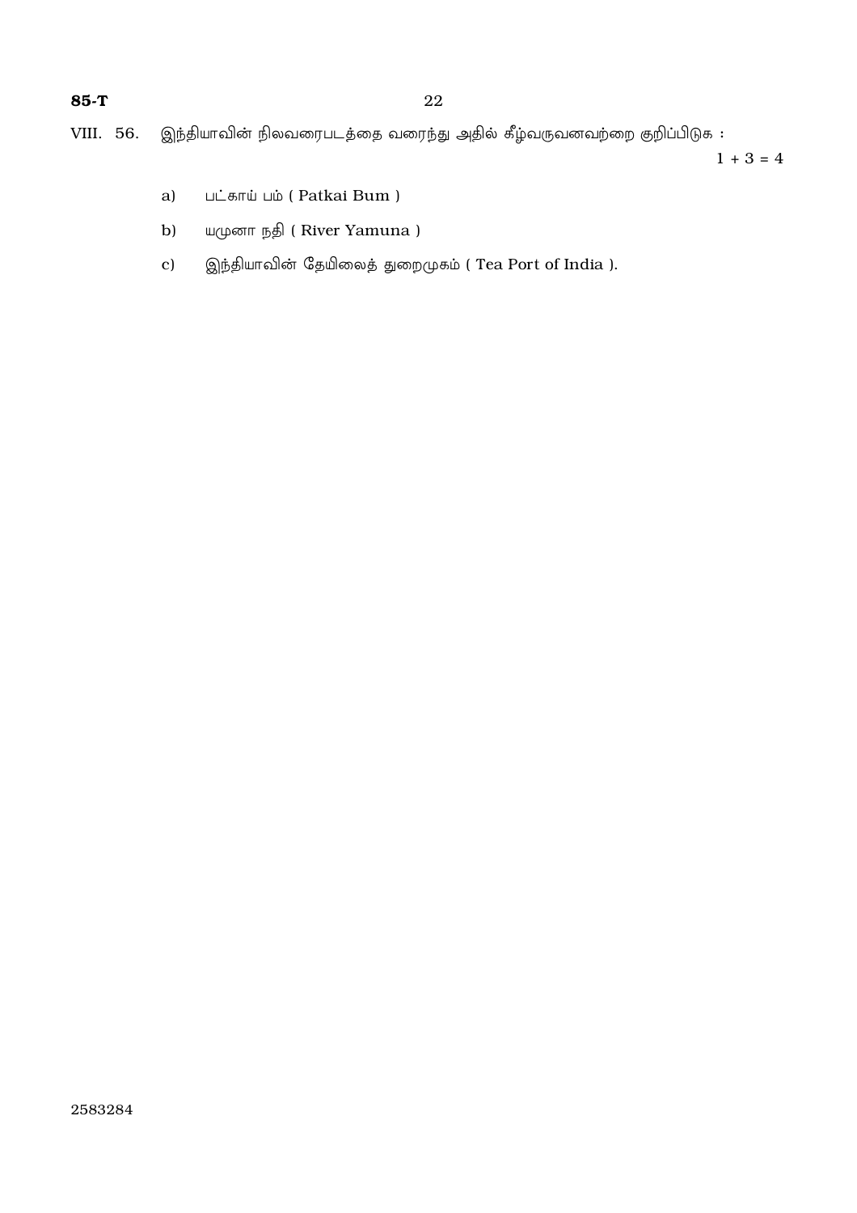VIII. 56. இந்தியாவின் நிலவரைபடத்தை வரைந்து அதில் கீழ்வருவனவற்றை குறிப்பிடுக :

1 + 3 = 4

a) பட்காய் பம் ( Patkai Bum )

b) யமுனா நதி ( River Yamuna )

c) இந்தியாவின் தேயிலைத் துறைமுகம் ( Tea Port of India ).

2583284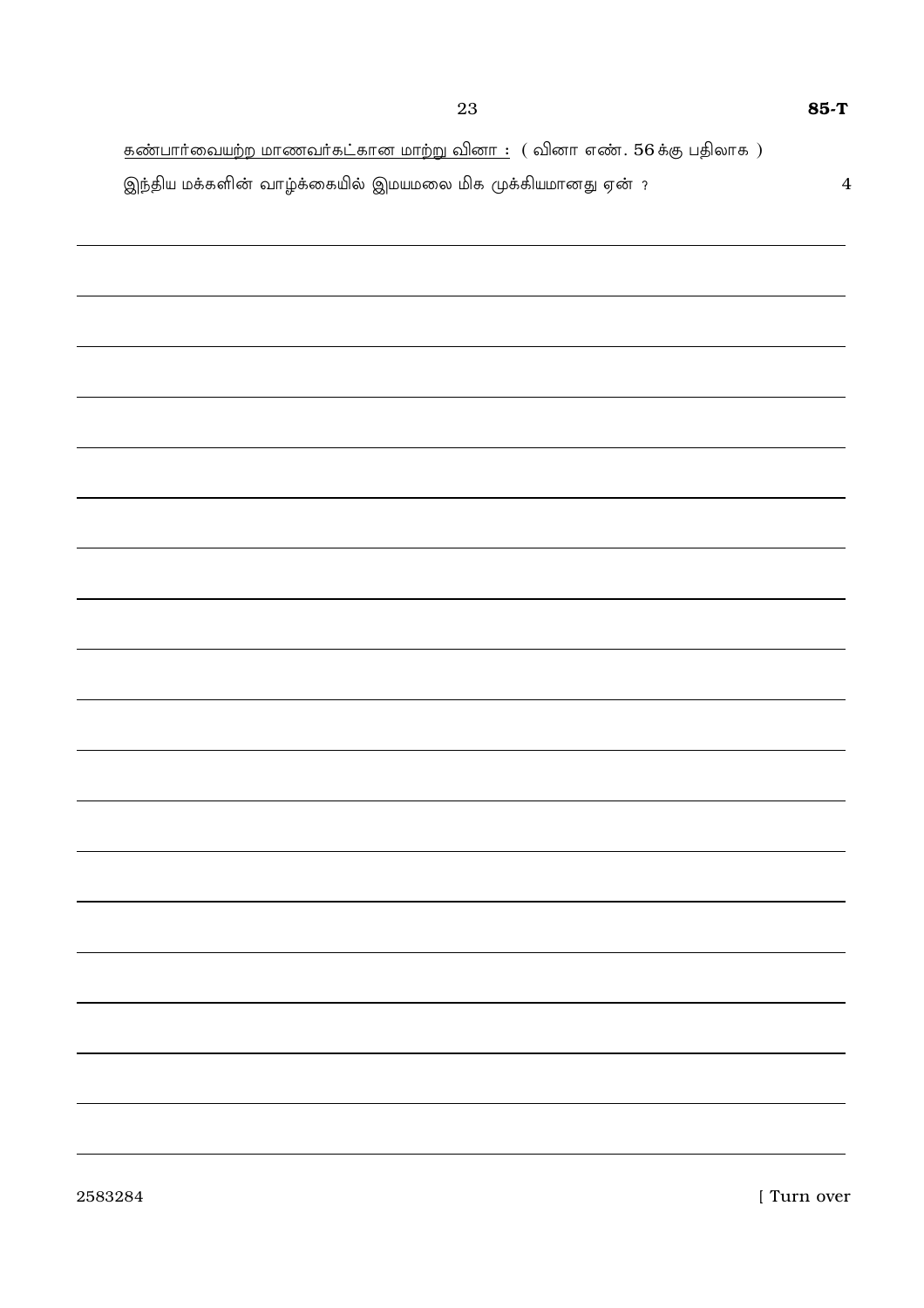<u>கண்பார்வையற்ற மாணவர்கட்கான மாற்று வினா :</u> ( வினா எண். 56 க்கு பதிலாக )

இந்திய மக்களின் வாழ்க்கையில் இமயமலை மிக முக்கியமானது ஏன் ? 4